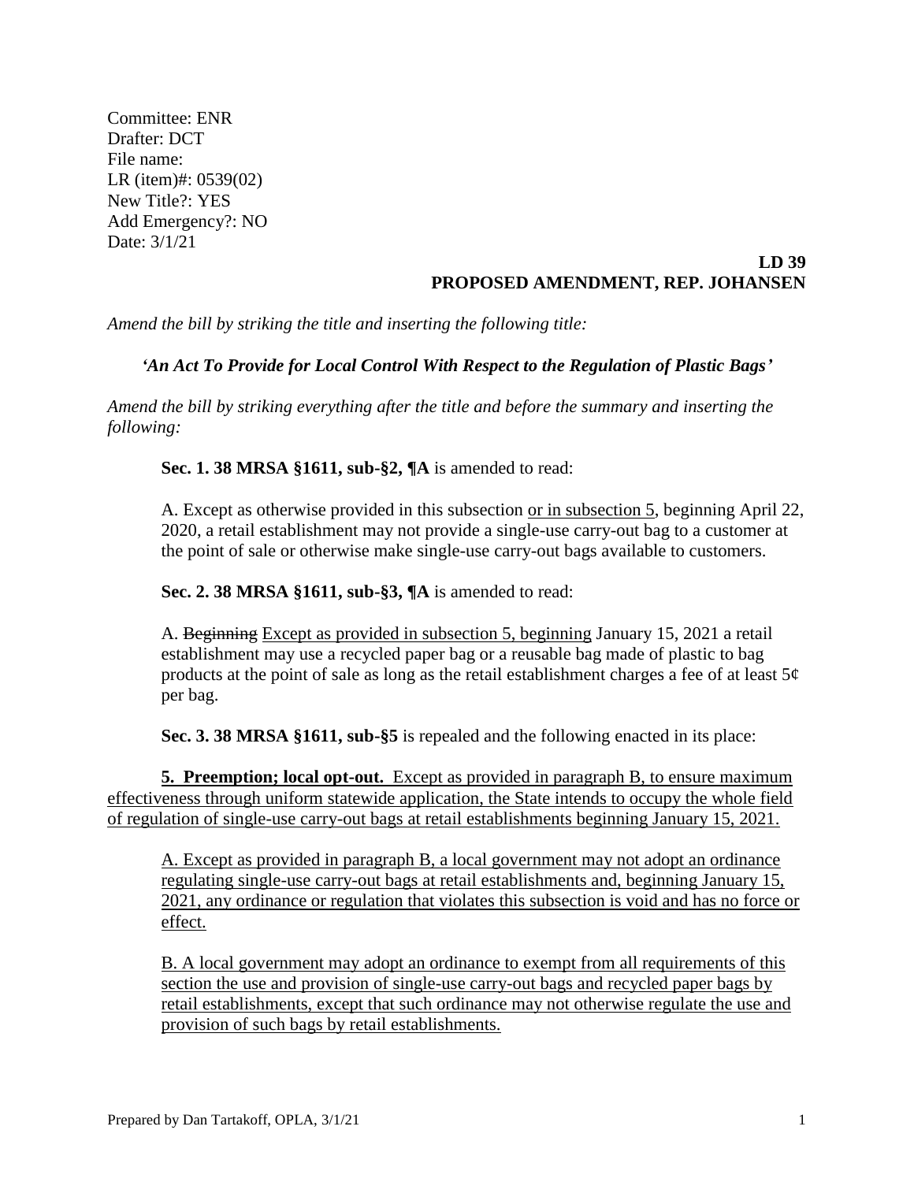Committee: ENR
Drafter: DCT
File name:
LR (item)#: 0539(02)
New Title?: YES
Add Emergency?: NO
Date: 3/1/21

**LD 39**
**PROPOSED AMENDMENT, REP. JOHANSEN**

*Amend the bill by striking the title and inserting the following title:*

*'An Act To Provide for Local Control With Respect to the Regulation of Plastic Bags'*

*Amend the bill by striking everything after the title and before the summary and inserting the following:*

**Sec. 1. 38 MRSA §1611, sub-§2, ¶A** is amended to read:

A. Except as otherwise provided in this subsection <u>or in subsection 5</u>, beginning April 22, 2020, a retail establishment may not provide a single-use carry-out bag to a customer at the point of sale or otherwise make single-use carry-out bags available to customers.

**Sec. 2. 38 MRSA §1611, sub-§3, ¶A** is amended to read:

A. ~~Beginning~~ <u>Except as provided in subsection 5, beginning</u> January 15, 2021 a retail establishment may use a recycled paper bag or a reusable bag made of plastic to bag products at the point of sale as long as the retail establishment charges a fee of at least 5¢ per bag.

**Sec. 3. 38 MRSA §1611, sub-§5** is repealed and the following enacted in its place:

<u>**5. Preemption; local opt-out.** Except as provided in paragraph B, to ensure maximum effectiveness through uniform statewide application, the State intends to occupy the whole field of regulation of single-use carry-out bags at retail establishments beginning January 15, 2021.</u>

<u>A. Except as provided in paragraph B, a local government may not adopt an ordinance regulating single-use carry-out bags at retail establishments and, beginning January 15, 2021, any ordinance or regulation that violates this subsection is void and has no force or effect.</u>

<u>B. A local government may adopt an ordinance to exempt from all requirements of this section the use and provision of single-use carry-out bags and recycled paper bags by retail establishments, except that such ordinance may not otherwise regulate the use and provision of such bags by retail establishments.</u>

Prepared by Dan Tartakoff, OPLA, 3/1/21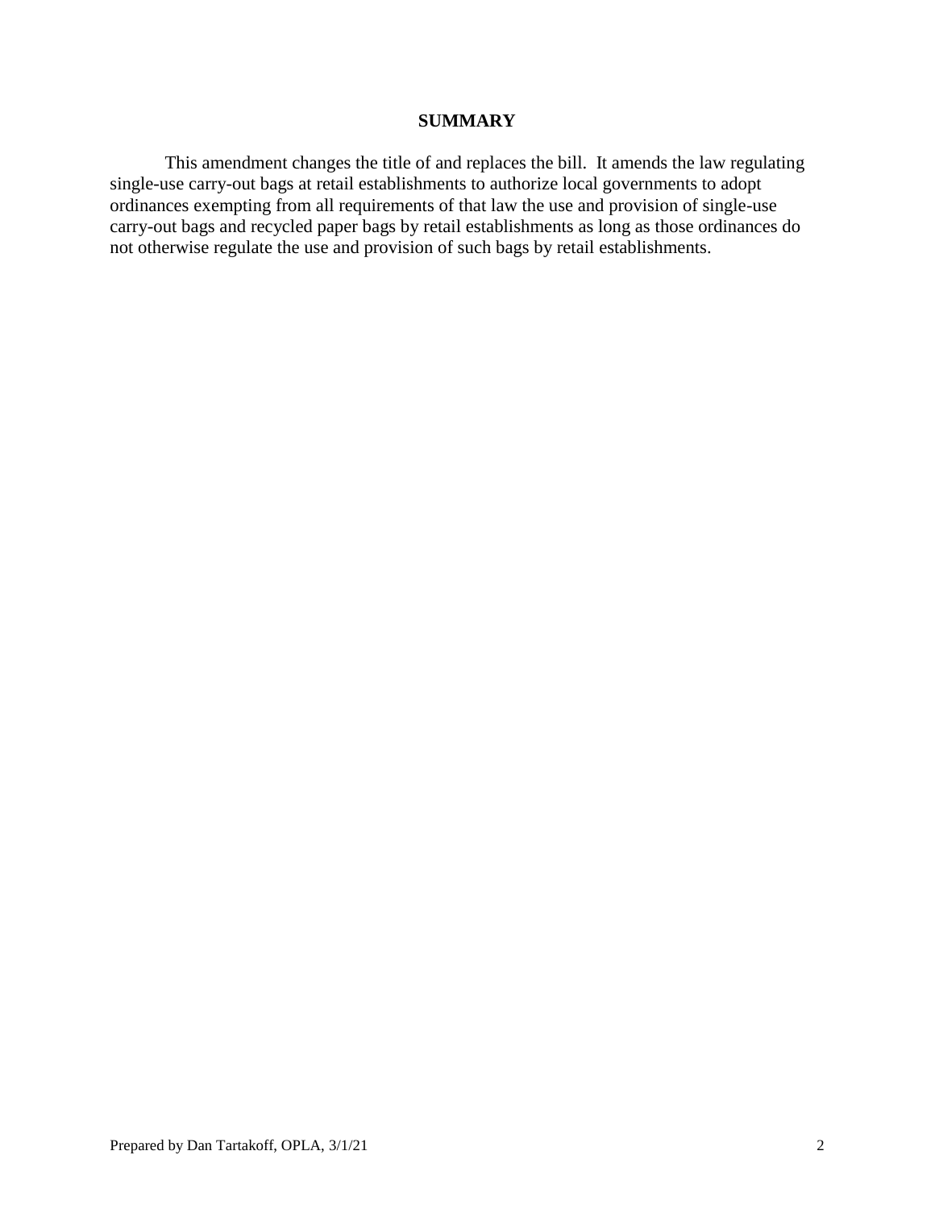**SUMMARY**

This amendment changes the title of and replaces the bill. It amends the law regulating single-use carry-out bags at retail establishments to authorize local governments to adopt ordinances exempting from all requirements of that law the use and provision of single-use carry-out bags and recycled paper bags by retail establishments as long as those ordinances do not otherwise regulate the use and provision of such bags by retail establishments.

Prepared by Dan Tartakoff, OPLA, 3/1/21